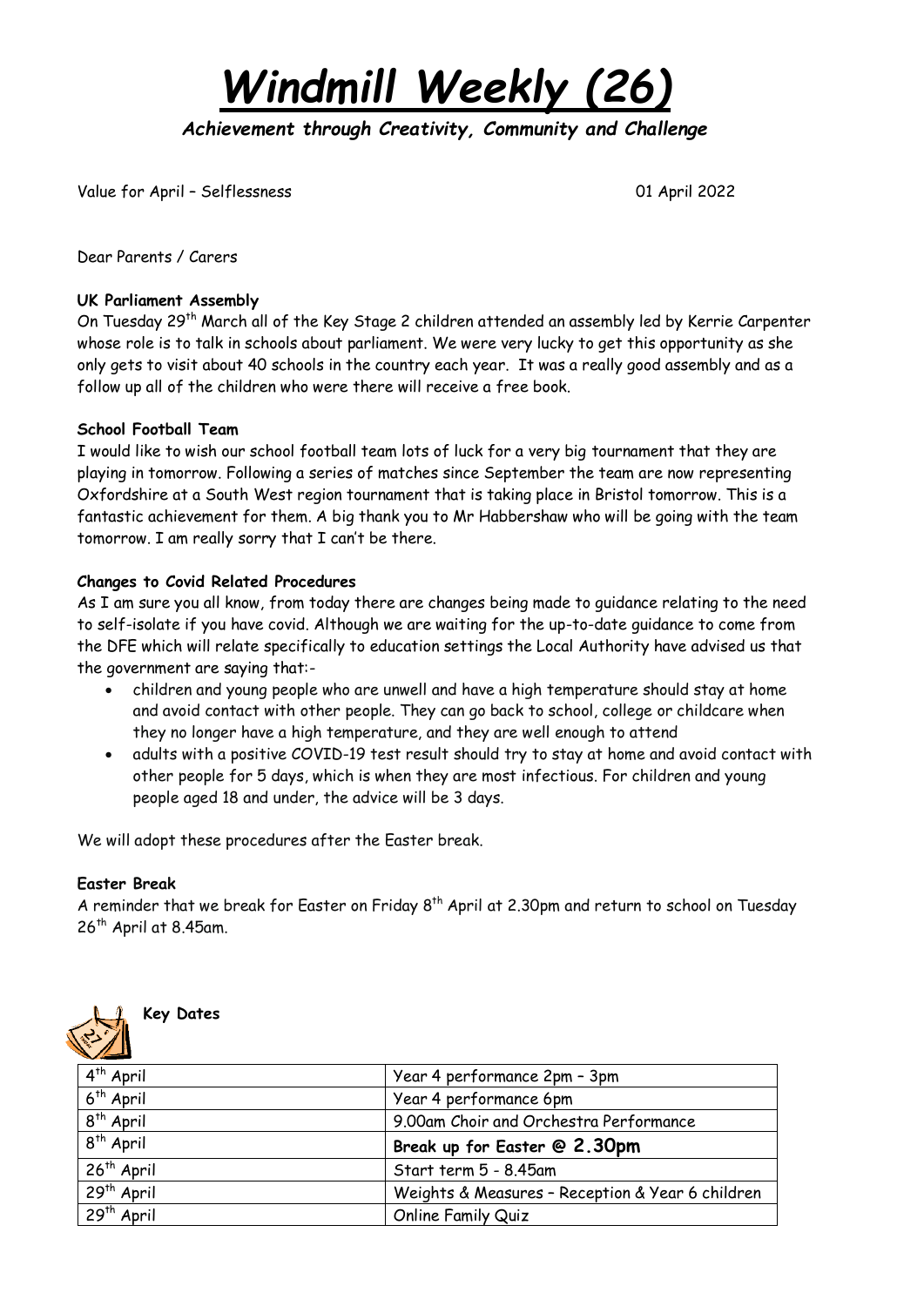# *Windmill Weekly (26)*

***Achievement through Creativity, Community and Challenge***

Value for April – Selflessness 01 April 2022

Dear Parents / Carers

**UK Parliament Assembly**

On Tuesday 29th March all of the Key Stage 2 children attended an assembly led by Kerrie Carpenter whose role is to talk in schools about parliament. We were very lucky to get this opportunity as she only gets to visit about 40 schools in the country each year. It was a really good assembly and as a follow up all of the children who were there will receive a free book.

**School Football Team**

I would like to wish our school football team lots of luck for a very big tournament that they are playing in tomorrow. Following a series of matches since September the team are now representing Oxfordshire at a South West region tournament that is taking place in Bristol tomorrow. This is a fantastic achievement for them. A big thank you to Mr Habbershaw who will be going with the team tomorrow. I am really sorry that I can't be there.

**Changes to Covid Related Procedures**

As I am sure you all know, from today there are changes being made to guidance relating to the need to self-isolate if you have covid. Although we are waiting for the up-to-date guidance to come from the DFE which will relate specifically to education settings the Local Authority have advised us that the government are saying that:-

- children and young people who are unwell and have a high temperature should stay at home and avoid contact with other people. They can go back to school, college or childcare when they no longer have a high temperature, and they are well enough to attend
- adults with a positive COVID-19 test result should try to stay at home and avoid contact with other people for 5 days, which is when they are most infectious. For children and young people aged 18 and under, the advice will be 3 days.

We will adopt these procedures after the Easter break.

**Easter Break**

A reminder that we break for Easter on Friday 8th April at 2.30pm and return to school on Tuesday 26th April at 8.45am.

**Key Dates**

| | |
|---|---|
| 4th April | Year 4 performance 2pm – 3pm |
| 6th April | Year 4 performance 6pm |
| 8th April | 9.00am Choir and Orchestra Performance |
| 8th April | **Break up for Easter @ 2.30pm** |
| 26th April | Start term 5 - 8.45am |
| 29th April | Weights & Measures – Reception & Year 6 children |
| 29th April | Online Family Quiz |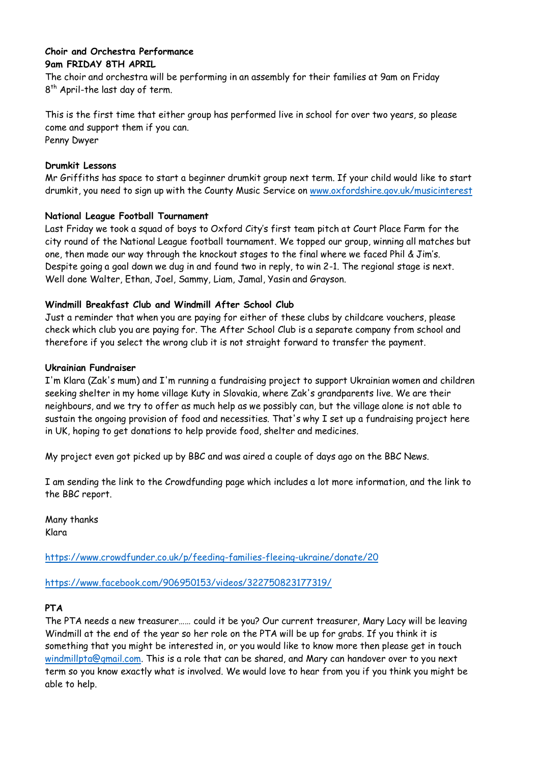**Choir and Orchestra Performance**

**9am FRIDAY 8TH APRIL**

The choir and orchestra will be performing in an assembly for their families at 9am on Friday 8th April-the last day of term.

This is the first time that either group has performed live in school for over two years, so please come and support them if you can.

Penny Dwyer

**Drumkit Lessons**

Mr Griffiths has space to start a beginner drumkit group next term. If your child would like to start drumkit, you need to sign up with the County Music Service on www.oxfordshire.gov.uk/musicinterest

**National League Football Tournament**

Last Friday we took a squad of boys to Oxford City's first team pitch at Court Place Farm for the city round of the National League football tournament. We topped our group, winning all matches but one, then made our way through the knockout stages to the final where we faced Phil & Jim's. Despite going a goal down we dug in and found two in reply, to win 2-1. The regional stage is next. Well done Walter, Ethan, Joel, Sammy, Liam, Jamal, Yasin and Grayson.

**Windmill Breakfast Club and Windmill After School Club**

Just a reminder that when you are paying for either of these clubs by childcare vouchers, please check which club you are paying for. The After School Club is a separate company from school and therefore if you select the wrong club it is not straight forward to transfer the payment.

**Ukrainian Fundraiser**

I'm Klara (Zak's mum) and I'm running a fundraising project to support Ukrainian women and children seeking shelter in my home village Kuty in Slovakia, where Zak's grandparents live. We are their neighbours, and we try to offer as much help as we possibly can, but the village alone is not able to sustain the ongoing provision of food and necessities. That's why I set up a fundraising project here in UK, hoping to get donations to help provide food, shelter and medicines.

My project even got picked up by BBC and was aired a couple of days ago on the BBC News.

I am sending the link to the Crowdfunding page which includes a lot more information, and the link to the BBC report.

Many thanks

Klara

https://www.crowdfunder.co.uk/p/feeding-families-fleeing-ukraine/donate/20

https://www.facebook.com/906950153/videos/322750823177319/

**PTA**

The PTA needs a new treasurer…… could it be you? Our current treasurer, Mary Lacy will be leaving Windmill at the end of the year so her role on the PTA will be up for grabs. If you think it is something that you might be interested in, or you would like to know more then please get in touch windmillpta@gmail.com. This is a role that can be shared, and Mary can handover over to you next term so you know exactly what is involved. We would love to hear from you if you think you might be able to help.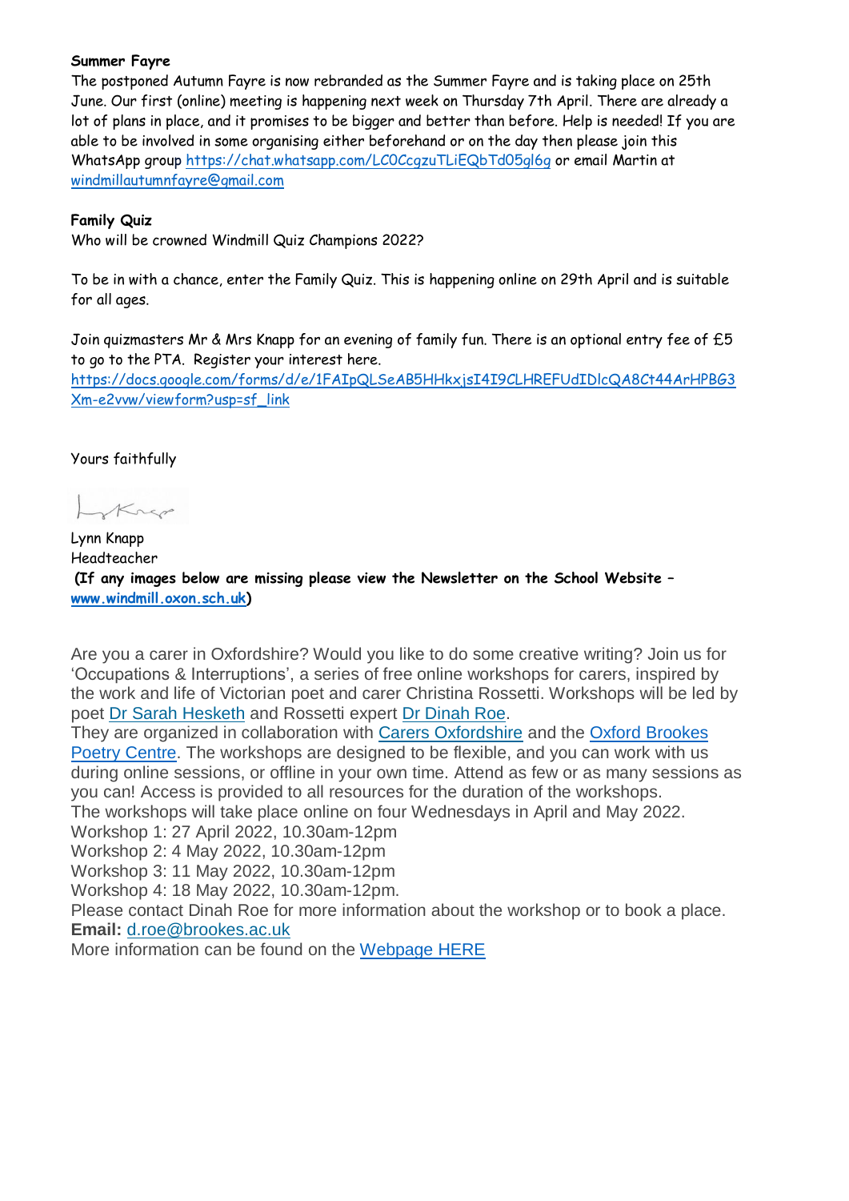**Summer Fayre**

The postponed Autumn Fayre is now rebranded as the Summer Fayre and is taking place on 25th June. Our first (online) meeting is happening next week on Thursday 7th April. There are already a lot of plans in place, and it promises to be bigger and better than before. Help is needed! If you are able to be involved in some organising either beforehand or on the day then please join this WhatsApp group https://chat.whatsapp.com/LC0CcgzuTLiEQbTd05gl6g or email Martin at windmillautumnfayre@gmail.com

**Family Quiz**

Who will be crowned Windmill Quiz Champions 2022?

To be in with a chance, enter the Family Quiz. This is happening online on 29th April and is suitable for all ages.

Join quizmasters Mr & Mrs Knapp for an evening of family fun. There is an optional entry fee of £5 to go to the PTA. Register your interest here.
https://docs.google.com/forms/d/e/1FAIpQLSeAB5HHkxjsI4I9CLHREFUdIDlcQA8Ct44ArHPBG3Xm-e2vvw/viewform?usp=sf_link

Yours faithfully

Lynn Knapp
Headteacher

**(If any images below are missing please view the Newsletter on the School Website – www.windmill.oxon.sch.uk)**

Are you a carer in Oxfordshire? Would you like to do some creative writing? Join us for 'Occupations & Interruptions', a series of free online workshops for carers, inspired by the work and life of Victorian poet and carer Christina Rossetti. Workshops will be led by poet Dr Sarah Hesketh and Rossetti expert Dr Dinah Roe.
They are organized in collaboration with Carers Oxfordshire and the Oxford Brookes Poetry Centre. The workshops are designed to be flexible, and you can work with us during online sessions, or offline in your own time. Attend as few or as many sessions as you can! Access is provided to all resources for the duration of the workshops.
The workshops will take place online on four Wednesdays in April and May 2022.
Workshop 1: 27 April 2022, 10.30am-12pm
Workshop 2: 4 May 2022, 10.30am-12pm
Workshop 3: 11 May 2022, 10.30am-12pm
Workshop 4: 18 May 2022, 10.30am-12pm.
Please contact Dinah Roe for more information about the workshop or to book a place.
**Email:** d.roe@brookes.ac.uk
More information can be found on the Webpage HERE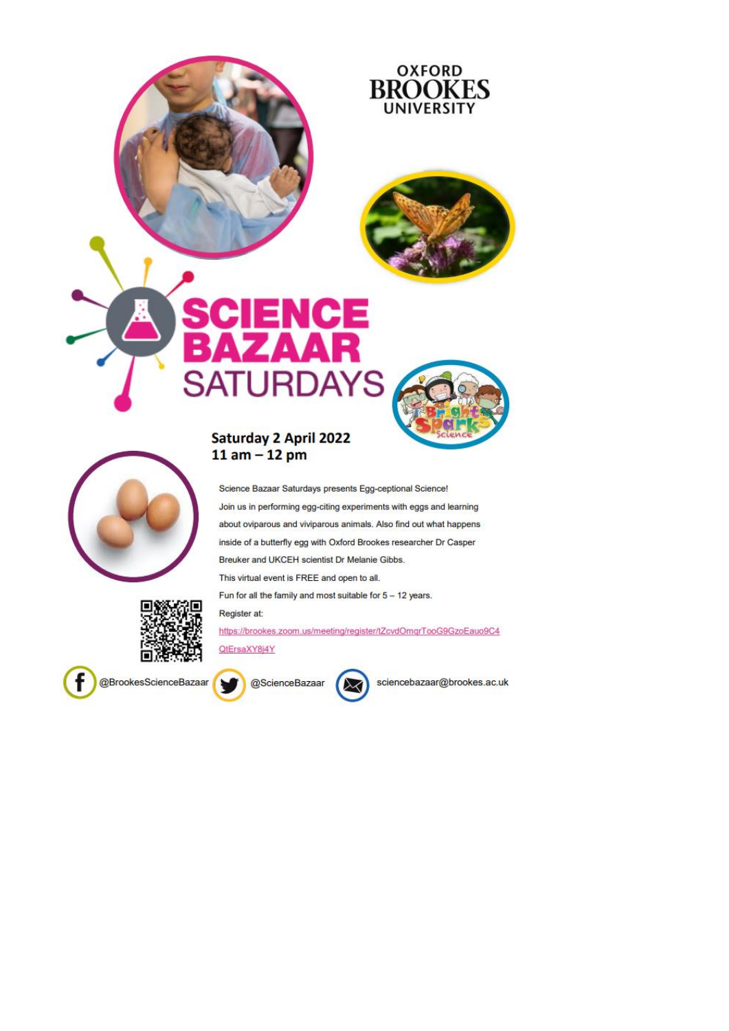OXFORD BROOKES UNIVERSITY

# SCIENCE BAZAAR SATURDAYS

Bright Sparks Science

**Saturday 2 April 2022**
**11 am – 12 pm**

Science Bazaar Saturdays presents Egg-ceptional Science!

Join us in performing egg-citing experiments with eggs and learning about oviparous and viviparous animals. Also find out what happens inside of a butterfly egg with Oxford Brookes researcher Dr Casper Breuker and UKCEH scientist Dr Melanie Gibbs.

This virtual event is FREE and open to all.

Fun for all the family and most suitable for 5 – 12 years.

Register at:

https://brookes.zoom.us/meeting/register/tZcvdOmqrTooG9GzoEauo9C4QtErsaXY8j4Y

@BrookesScienceBazaar @ScienceBazaar sciencebazaar@brookes.ac.uk